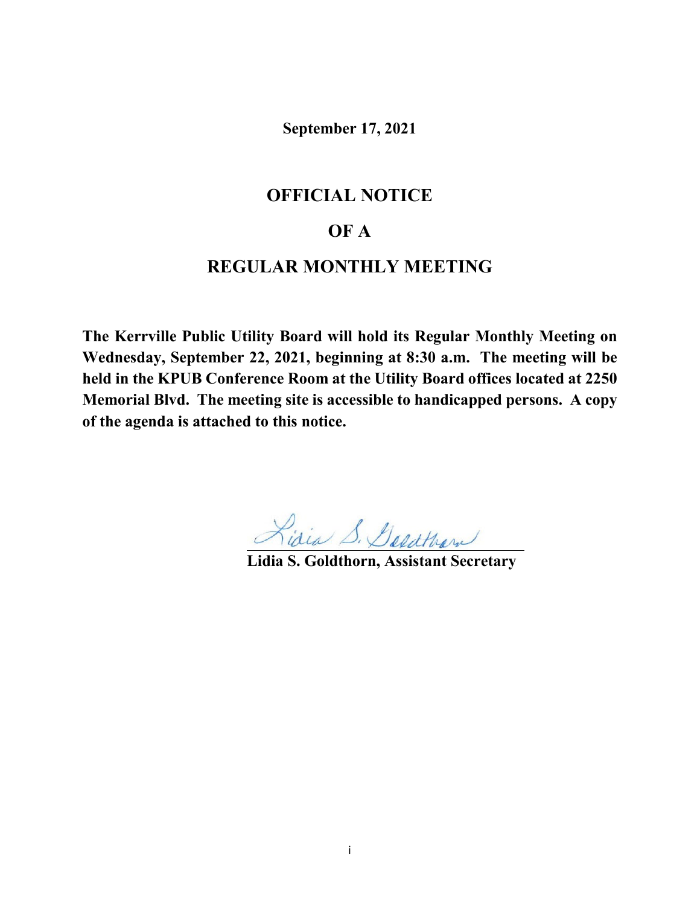**September 17, 2021**

# OFFICIAL NOTICE

# OF A

# REGULAR MONTHLY MEETING

**The Kerrville Public Utility Board will hold its Regular Monthly Meeting on Wednesday, September 22, 2021, beginning at 8:30 a.m. The meeting will be held in the KPUB Conference Room at the Utility Board offices located at 2250 Memorial Blvd. The meeting site is accessible to handicapped persons. A copy of the agenda is attached to this notice.**

Lidia S. Goldthorn

**Lidia S. Goldthorn, Assistant Secretary**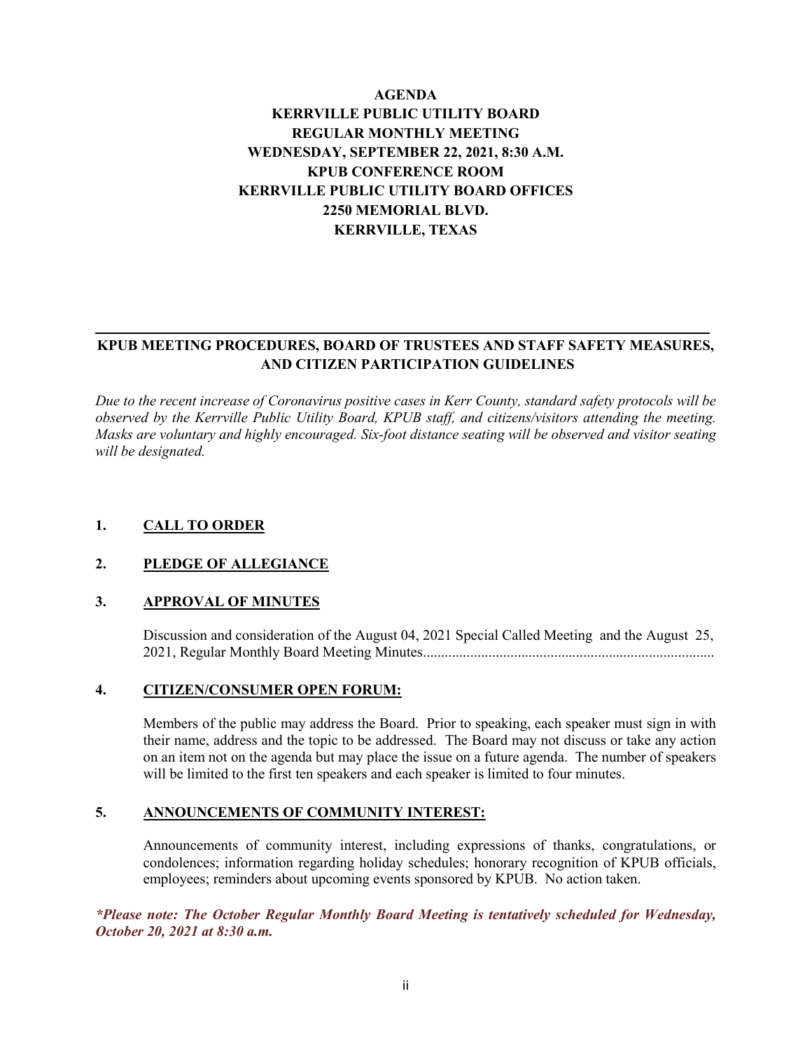# AGENDA
# KERRVILLE PUBLIC UTILITY BOARD
# REGULAR MONTHLY MEETING
# WEDNESDAY, SEPTEMBER 22, 2021, 8:30 A.M.
# KPUB CONFERENCE ROOM
# KERRVILLE PUBLIC UTILITY BOARD OFFICES
# 2250 MEMORIAL BLVD.
# KERRVILLE, TEXAS

---

## KPUB MEETING PROCEDURES, BOARD OF TRUSTEES AND STAFF SAFETY MEASURES, AND CITIZEN PARTICIPATION GUIDELINES

*Due to the recent increase of Coronavirus positive cases in Kerr County, standard safety protocols will be observed by the Kerrville Public Utility Board, KPUB staff, and citizens/visitors attending the meeting. Masks are voluntary and highly encouraged. Six-foot distance seating will be observed and visitor seating will be designated.*

**1. CALL TO ORDER**

**2. PLEDGE OF ALLEGIANCE**

**3. APPROVAL OF MINUTES**

Discussion and consideration of the August 04, 2021 Special Called Meeting and the August 25, 2021, Regular Monthly Board Meeting Minutes...............................................................................

**4. CITIZEN/CONSUMER OPEN FORUM:**

Members of the public may address the Board. Prior to speaking, each speaker must sign in with their name, address and the topic to be addressed. The Board may not discuss or take any action on an item not on the agenda but may place the issue on a future agenda. The number of speakers will be limited to the first ten speakers and each speaker is limited to four minutes.

**5. ANNOUNCEMENTS OF COMMUNITY INTEREST:**

Announcements of community interest, including expressions of thanks, congratulations, or condolences; information regarding holiday schedules; honorary recognition of KPUB officials, employees; reminders about upcoming events sponsored by KPUB. No action taken.

***\*Please note: The October Regular Monthly Board Meeting is tentatively scheduled for Wednesday, October 20, 2021 at 8:30 a.m.***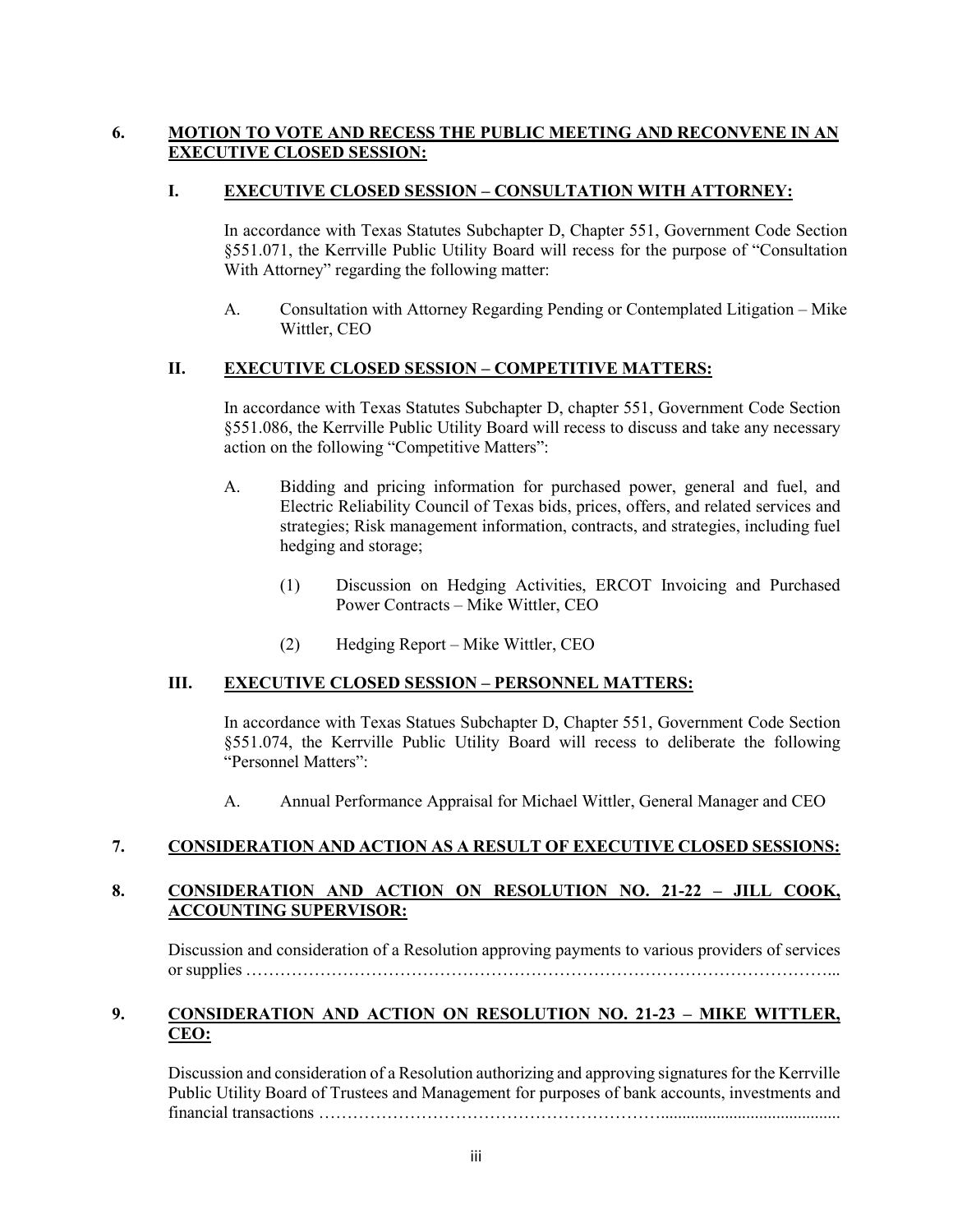**6. MOTION TO VOTE AND RECESS THE PUBLIC MEETING AND RECONVENE IN AN EXECUTIVE CLOSED SESSION:**

**I. EXECUTIVE CLOSED SESSION – CONSULTATION WITH ATTORNEY:**

In accordance with Texas Statutes Subchapter D, Chapter 551, Government Code Section §551.071, the Kerrville Public Utility Board will recess for the purpose of "Consultation With Attorney" regarding the following matter:

A. Consultation with Attorney Regarding Pending or Contemplated Litigation – Mike Wittler, CEO

**II. EXECUTIVE CLOSED SESSION – COMPETITIVE MATTERS:**

In accordance with Texas Statutes Subchapter D, chapter 551, Government Code Section §551.086, the Kerrville Public Utility Board will recess to discuss and take any necessary action on the following "Competitive Matters":

A. Bidding and pricing information for purchased power, general and fuel, and Electric Reliability Council of Texas bids, prices, offers, and related services and strategies; Risk management information, contracts, and strategies, including fuel hedging and storage;

(1) Discussion on Hedging Activities, ERCOT Invoicing and Purchased Power Contracts – Mike Wittler, CEO

(2) Hedging Report – Mike Wittler, CEO

**III. EXECUTIVE CLOSED SESSION – PERSONNEL MATTERS:**

In accordance with Texas Statues Subchapter D, Chapter 551, Government Code Section §551.074, the Kerrville Public Utility Board will recess to deliberate the following "Personnel Matters":

A. Annual Performance Appraisal for Michael Wittler, General Manager and CEO

**7. CONSIDERATION AND ACTION AS A RESULT OF EXECUTIVE CLOSED SESSIONS:**

**8. CONSIDERATION AND ACTION ON RESOLUTION NO. 21-22 – JILL COOK, ACCOUNTING SUPERVISOR:**

Discussion and consideration of a Resolution approving payments to various providers of services or supplies ……………………………………………………………………………………………...

**9. CONSIDERATION AND ACTION ON RESOLUTION NO. 21-23 – MIKE WITTLER, CEO:**

Discussion and consideration of a Resolution authorizing and approving signatures for the Kerrville Public Utility Board of Trustees and Management for purposes of bank accounts, investments and financial transactions ………………………………………………………..........................................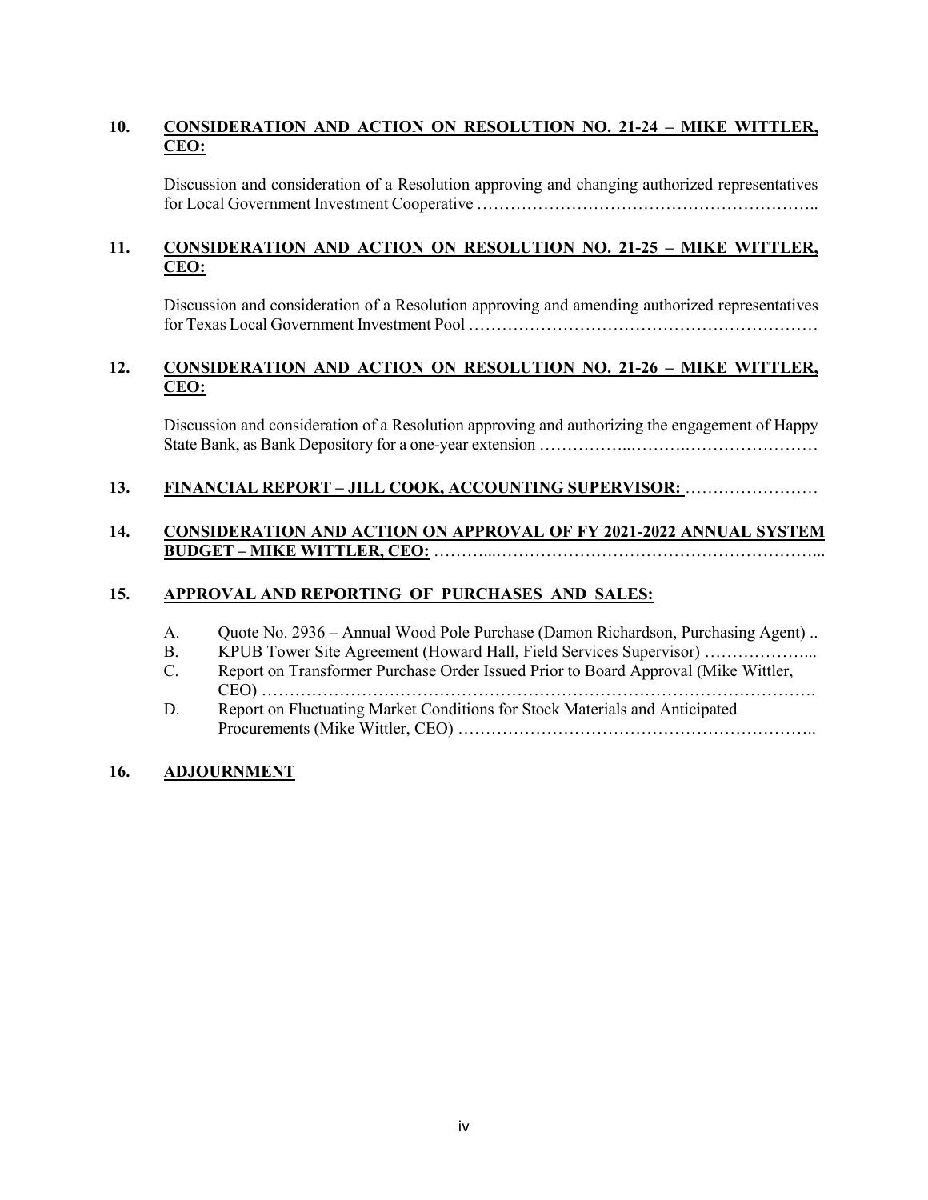**10. CONSIDERATION AND ACTION ON RESOLUTION NO. 21-24 – MIKE WITTLER, CEO:**

Discussion and consideration of a Resolution approving and changing authorized representatives for Local Government Investment Cooperative ……………………………………………………..

**11. CONSIDERATION AND ACTION ON RESOLUTION NO. 21-25 – MIKE WITTLER, CEO:**

Discussion and consideration of a Resolution approving and amending authorized representatives for Texas Local Government Investment Pool ………………………………………………………

**12. CONSIDERATION AND ACTION ON RESOLUTION NO. 21-26 – MIKE WITTLER, CEO:**

Discussion and consideration of a Resolution approving and authorizing the engagement of Happy State Bank, as Bank Depository for a one-year extension ……………..……….……………………

**13. FINANCIAL REPORT – JILL COOK, ACCOUNTING SUPERVISOR:** ……………………

**14. CONSIDERATION AND ACTION ON APPROVAL OF FY 2021-2022 ANNUAL SYSTEM BUDGET – MIKE WITTLER, CEO:** ………...……………………………………………………...

**15. APPROVAL AND REPORTING OF PURCHASES AND SALES:**

A. Quote No. 2936 – Annual Wood Pole Purchase (Damon Richardson, Purchasing Agent) ..
B. KPUB Tower Site Agreement (Howard Hall, Field Services Supervisor) ………………...
C. Report on Transformer Purchase Order Issued Prior to Board Approval (Mike Wittler, CEO) ……………………………………………………………………………………….
D. Report on Fluctuating Market Conditions for Stock Materials and Anticipated Procurements (Mike Wittler, CEO) ……………………………………………………..

**16. ADJOURNMENT**